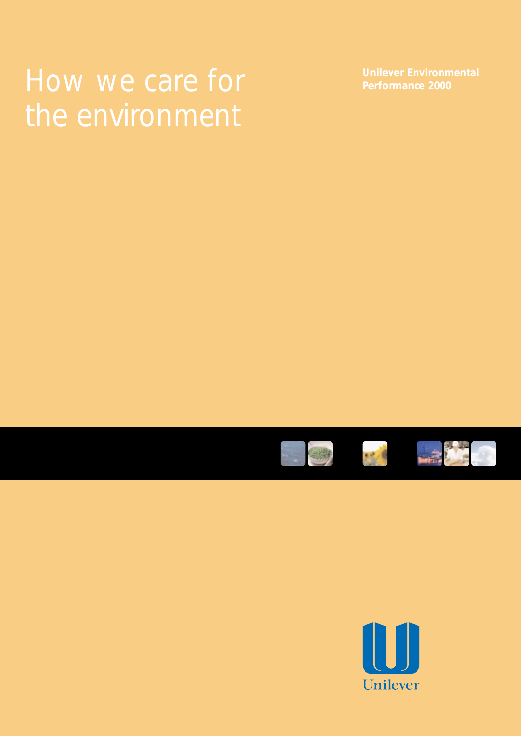# How we care for the environment

**Unilever Environmental Performance 2000**

Unilever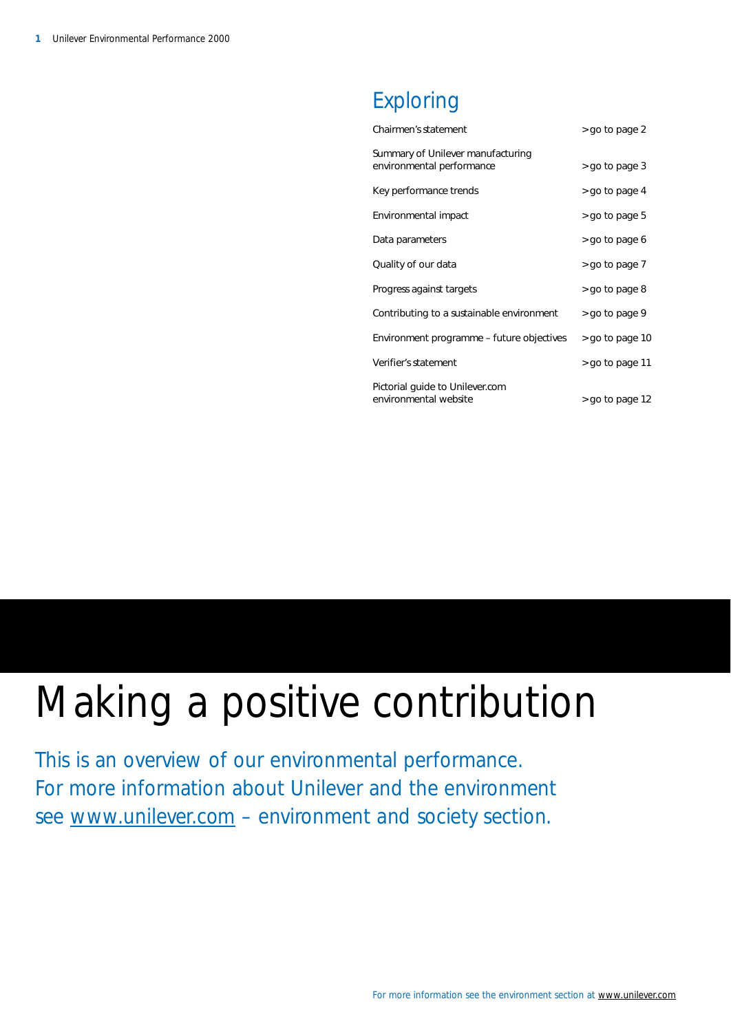## Exploring

| | |
|---|---|
| Chairmen's statement | > go to page 2 |
| Summary of Unilever manufacturing environmental performance | > go to page 3 |
| Key performance trends | > go to page 4 |
| Environmental impact | > go to page 5 |
| Data parameters | > go to page 6 |
| Quality of our data | > go to page 7 |
| Progress against targets | > go to page 8 |
| Contributing to a sustainable environment | > go to page 9 |
| Environment programme – future objectives | > go to page 10 |
| Verifier's statement | > go to page 11 |
| Pictorial guide to Unilever.com environmental website | > go to page 12 |

# Making a positive contribution

This is an overview of our environmental performance. For more information about Unilever and the environment see www.unilever.com – environment and society section.

For more information see the environment section at www.unilever.com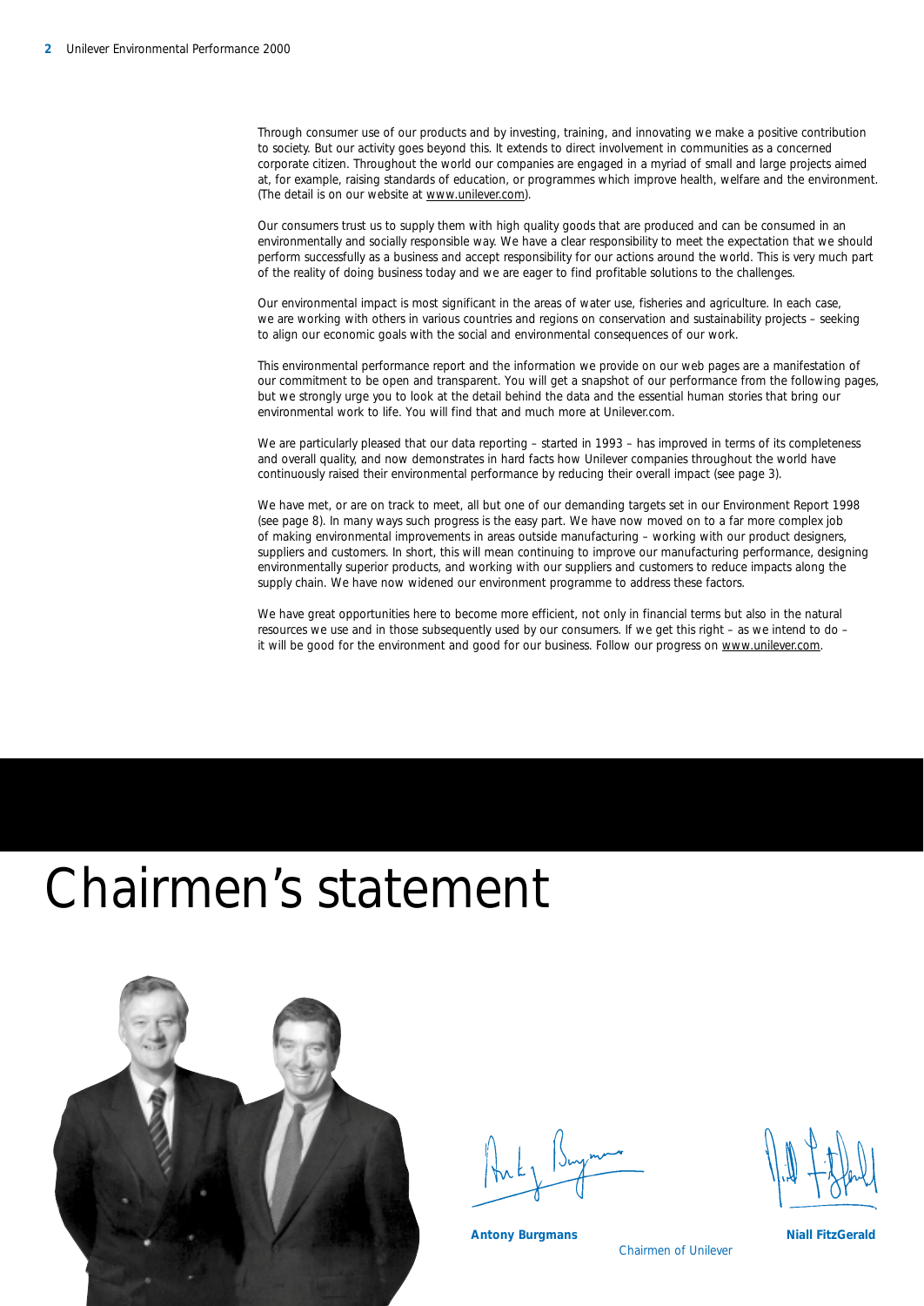Through consumer use of our products and by investing, training, and innovating we make a positive contribution to society. But our activity goes beyond this. It extends to direct involvement in communities as a concerned corporate citizen. Throughout the world our companies are engaged in a myriad of small and large projects aimed at, for example, raising standards of education, or programmes which improve health, welfare and the environment. (The detail is on our website at www.unilever.com).

Our consumers trust us to supply them with high quality goods that are produced and can be consumed in an environmentally and socially responsible way. We have a clear responsibility to meet the expectation that we should perform successfully as a business and accept responsibility for our actions around the world. This is very much part of the reality of doing business today and we are eager to find profitable solutions to the challenges.

Our environmental impact is most significant in the areas of water use, fisheries and agriculture. In each case, we are working with others in various countries and regions on conservation and sustainability projects – seeking to align our economic goals with the social and environmental consequences of our work.

This environmental performance report and the information we provide on our web pages are a manifestation of our commitment to be open and transparent. You will get a snapshot of our performance from the following pages, but we strongly urge you to look at the detail behind the data and the essential human stories that bring our environmental work to life. You will find that and much more at Unilever.com.

We are particularly pleased that our data reporting – started in 1993 – has improved in terms of its completeness and overall quality, and now demonstrates in hard facts how Unilever companies throughout the world have continuously raised their environmental performance by reducing their overall impact (see page 3).

We have met, or are on track to meet, all but one of our demanding targets set in our Environment Report 1998 (see page 8). In many ways such progress is the easy part. We have now moved on to a far more complex job of making environmental improvements in areas outside manufacturing – working with our product designers, suppliers and customers. In short, this will mean continuing to improve our manufacturing performance, designing environmentally superior products, and working with our suppliers and customers to reduce impacts along the supply chain. We have now widened our environment programme to address these factors.

We have great opportunities here to become more efficient, not only in financial terms but also in the natural resources we use and in those subsequently used by our consumers. If we get this right – as we intend to do – it will be good for the environment and good for our business. Follow our progress on www.unilever.com.

# Chairmen's statement

**Antony Burgmans** **Niall FitzGerald**

Chairmen of Unilever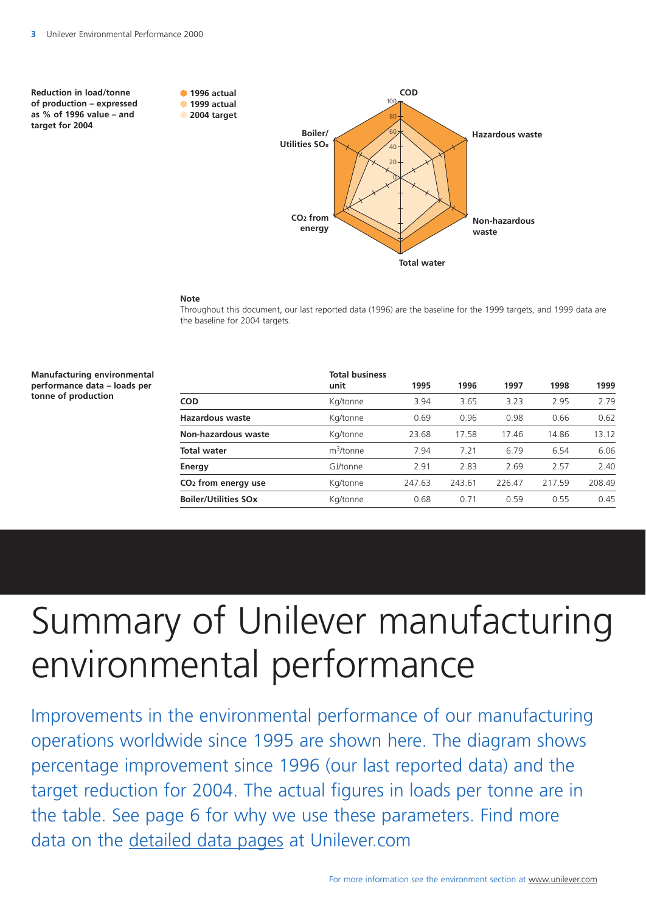**Reduction in load/tonne of production – expressed as % of 1996 value – and target for 2004**

- 1996 actual
- 1999 actual
- 2004 target

COD

Hazardous waste

Non-hazardous waste

Total water

$CO_2$ from energy

Boiler/ Utilities $SO_x$

**Note**

Throughout this document, our last reported data (1996) are the baseline for the 1999 targets, and 1999 data are the baseline for 2004 targets.

**Manufacturing environmental performance data – loads per tonne of production**

| | Total business unit | 1995 | 1996 | 1997 | 1998 | 1999 |
|---|---|---|---|---|---|---|
| **COD** | Kg/tonne | 3.94 | 3.65 | 3.23 | 2.95 | 2.79 |
| **Hazardous waste** | Kg/tonne | 0.69 | 0.96 | 0.98 | 0.66 | 0.62 |
| **Non-hazardous waste** | Kg/tonne | 23.68 | 17.58 | 17.46 | 14.86 | 13.12 |
| **Total water** | $m^3$/tonne | 7.94 | 7.21 | 6.79 | 6.54 | 6.06 |
| **Energy** | GJ/tonne | 2.91 | 2.83 | 2.69 | 2.57 | 2.40 |
| **$CO_2$ from energy use** | Kg/tonne | 247.63 | 243.61 | 226.47 | 217.59 | 208.49 |
| **Boiler/Utilities SOx** | Kg/tonne | 0.68 | 0.71 | 0.59 | 0.55 | 0.45 |

# Summary of Unilever manufacturing environmental performance

Improvements in the environmental performance of our manufacturing operations worldwide since 1995 are shown here. The diagram shows percentage improvement since 1996 (our last reported data) and the target reduction for 2004. The actual figures in loads per tonne are in the table. See page 6 for why we use these parameters. Find more data on the detailed data pages at Unilever.com

For more information see the environment section at www.unilever.com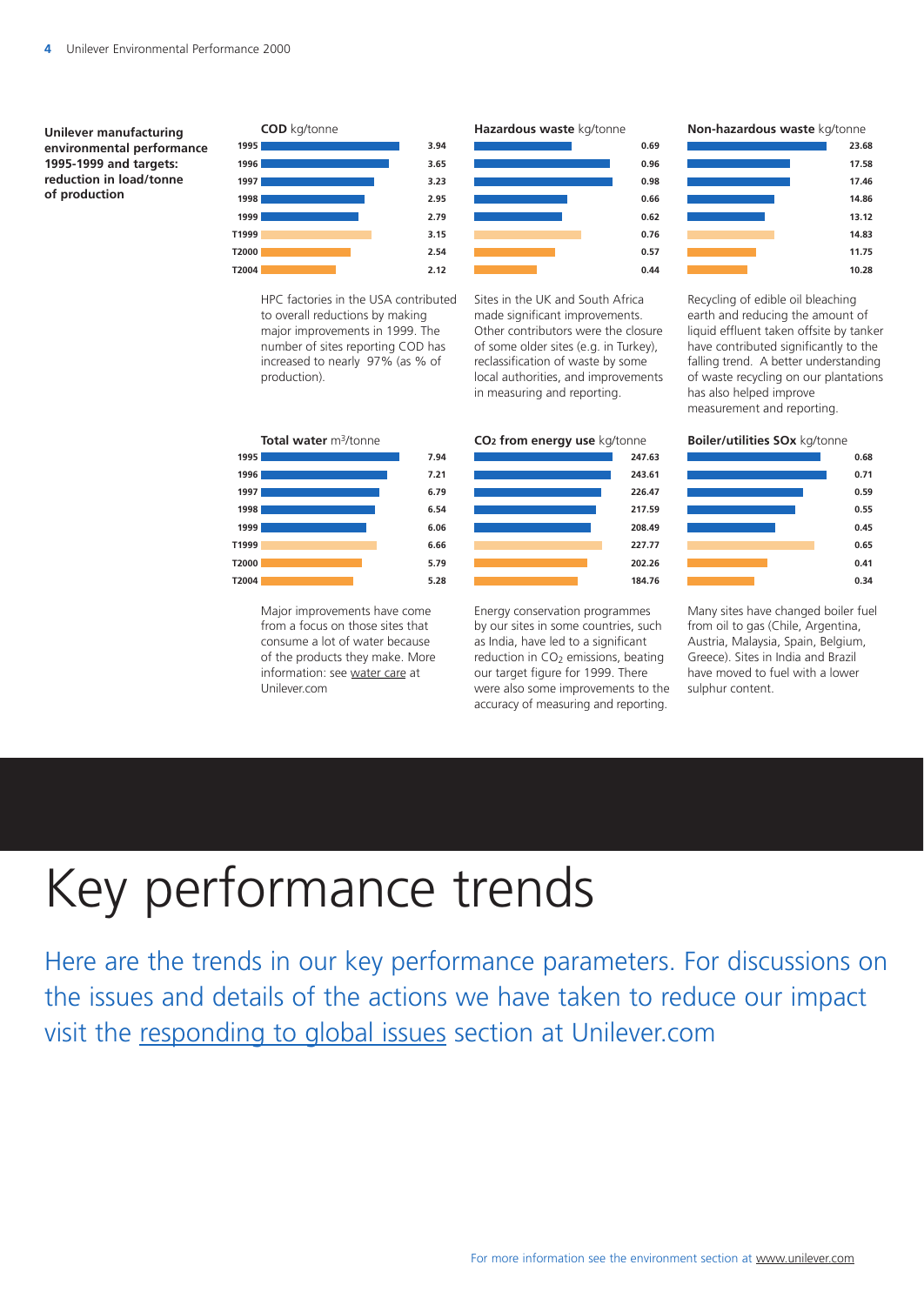**Unilever manufacturing environmental performance 1995-1999 and targets: reduction in load/tonne of production**

| Year | COD kg/tonne | Hazardous waste kg/tonne | Non-hazardous waste kg/tonne |
| --- | --- | --- | --- |
| 1995 | 3.94 | 0.69 | 23.68 |
| 1996 | 3.65 | 0.96 | 17.58 |
| 1997 | 3.23 | 0.98 | 17.46 |
| 1998 | 2.95 | 0.66 | 14.86 |
| 1999 | 2.79 | 0.62 | 13.12 |
| T1999 | 3.15 | 0.76 | 14.83 |
| T2000 | 2.54 | 0.57 | 11.75 |
| T2004 | 2.12 | 0.44 | 10.28 |

HPC factories in the USA contributed to overall reductions by making major improvements in 1999. The number of sites reporting COD has increased to nearly 97% (as % of production).

Sites in the UK and South Africa made significant improvements. Other contributors were the closure of some older sites (e.g. in Turkey), reclassification of waste by some local authorities, and improvements in measuring and reporting.

Recycling of edible oil bleaching earth and reducing the amount of liquid effluent taken offsite by tanker have contributed significantly to the falling trend. A better understanding of waste recycling on our plantations has also helped improve measurement and reporting.

| Year | Total water $m^3$/tonne | $CO_2$ from energy use kg/tonne | Boiler/utilities SOx kg/tonne |
| --- | --- | --- | --- |
| 1995 | 7.94 | 247.63 | 0.68 |
| 1996 | 7.21 | 243.61 | 0.71 |
| 1997 | 6.79 | 226.47 | 0.59 |
| 1998 | 6.54 | 217.59 | 0.55 |
| 1999 | 6.06 | 208.49 | 0.45 |
| T1999 | 6.66 | 227.77 | 0.65 |
| T2000 | 5.79 | 202.26 | 0.41 |
| T2004 | 5.28 | 184.76 | 0.34 |

Major improvements have come from a focus on those sites that consume a lot of water because of the products they make. More information: see water care at Unilever.com

Energy conservation programmes by our sites in some countries, such as India, have led to a significant reduction in $CO_2$ emissions, beating our target figure for 1999. There were also some improvements to the accuracy of measuring and reporting.

Many sites have changed boiler fuel from oil to gas (Chile, Argentina, Austria, Malaysia, Spain, Belgium, Greece). Sites in India and Brazil have moved to fuel with a lower sulphur content.

# Key performance trends

Here are the trends in our key performance parameters. For discussions on the issues and details of the actions we have taken to reduce our impact visit the responding to global issues section at Unilever.com

For more information see the environment section at www.unilever.com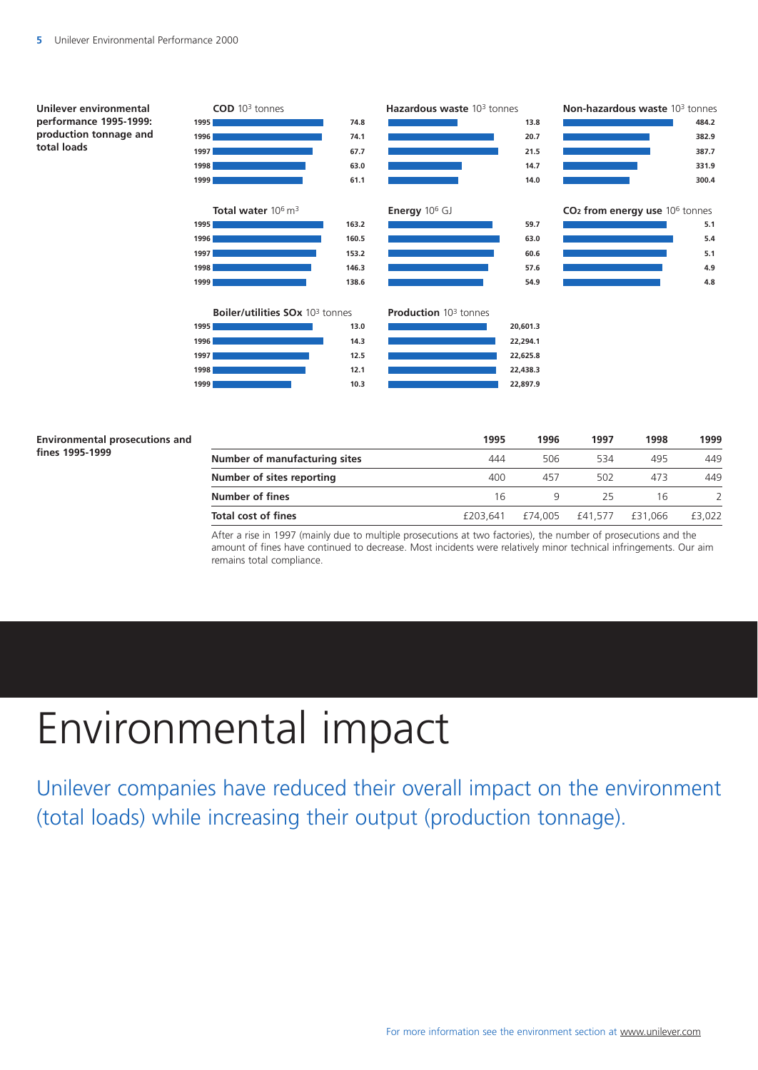**Unilever environmental performance 1995-1999: production tonnage and total loads**

| Year | COD $10^3$ tonnes | Hazardous waste $10^3$ tonnes | Non-hazardous waste $10^3$ tonnes |
|---|---|---|---|
| 1995 | 74.8 | 13.8 | 484.2 |
| 1996 | 74.1 | 20.7 | 382.9 |
| 1997 | 67.7 | 21.5 | 387.7 |
| 1998 | 63.0 | 14.7 | 331.9 |
| 1999 | 61.1 | 14.0 | 300.4 |

| Year | Total water $10^6$ $m^3$ | Energy $10^6$ GJ | $CO_2$ from energy use $10^6$ tonnes |
|---|---|---|---|
| 1995 | 163.2 | 59.7 | 5.1 |
| 1996 | 160.5 | 63.0 | 5.4 |
| 1997 | 153.2 | 60.6 | 5.1 |
| 1998 | 146.3 | 57.6 | 4.9 |
| 1999 | 138.6 | 54.9 | 4.8 |

| Year | Boiler/utilities SOx $10^3$ tonnes | Production $10^3$ tonnes |
|---|---|---|
| 1995 | 13.0 | 20,601.3 |
| 1996 | 14.3 | 22,294.1 |
| 1997 | 12.5 | 22,625.8 |
| 1998 | 12.1 | 22,438.3 |
| 1999 | 10.3 | 22,897.9 |

**Environmental prosecutions and fines 1995-1999**

| | 1995 | 1996 | 1997 | 1998 | 1999 |
|---|---|---|---|---|---|
| **Number of manufacturing sites** | 444 | 506 | 534 | 495 | 449 |
| **Number of sites reporting** | 400 | 457 | 502 | 473 | 449 |
| **Number of fines** | 16 | 9 | 25 | 16 | 2 |
| **Total cost of fines** | £203,641 | £74,005 | £41,577 | £31,066 | £3,022 |

After a rise in 1997 (mainly due to multiple prosecutions at two factories), the number of prosecutions and the amount of fines have continued to decrease. Most incidents were relatively minor technical infringements. Our aim remains total compliance.

# Environmental impact

Unilever companies have reduced their overall impact on the environment (total loads) while increasing their output (production tonnage).

For more information see the environment section at www.unilever.com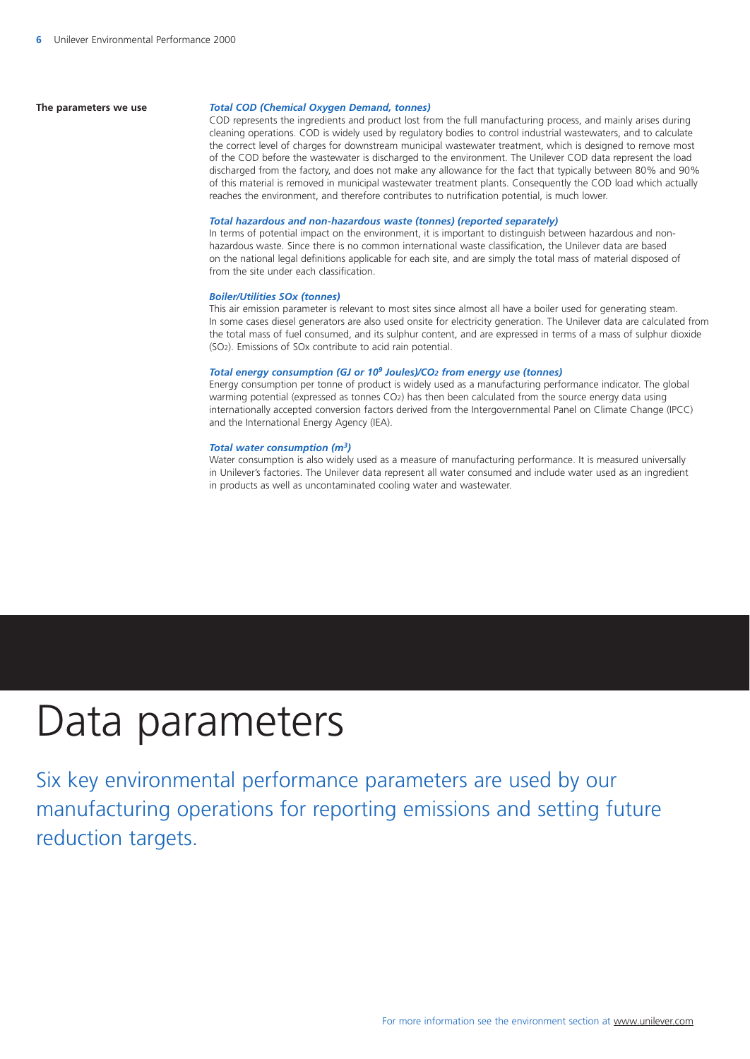# Data parameters

Six key environmental performance parameters are used by our manufacturing operations for reporting emissions and setting future reduction targets.

**The parameters we use**

***Total COD (Chemical Oxygen Demand, tonnes)***

COD represents the ingredients and product lost from the full manufacturing process, and mainly arises during cleaning operations. COD is widely used by regulatory bodies to control industrial wastewaters, and to calculate the correct level of charges for downstream municipal wastewater treatment, which is designed to remove most of the COD before the wastewater is discharged to the environment. The Unilever COD data represent the load discharged from the factory, and does not make any allowance for the fact that typically between 80% and 90% of this material is removed in municipal wastewater treatment plants. Consequently the COD load which actually reaches the environment, and therefore contributes to nutrification potential, is much lower.

***Total hazardous and non-hazardous waste (tonnes) (reported separately)***

In terms of potential impact on the environment, it is important to distinguish between hazardous and non-hazardous waste. Since there is no common international waste classification, the Unilever data are based on the national legal definitions applicable for each site, and are simply the total mass of material disposed of from the site under each classification.

***Boiler/Utilities SOx (tonnes)***

This air emission parameter is relevant to most sites since almost all have a boiler used for generating steam. In some cases diesel generators are also used onsite for electricity generation. The Unilever data are calculated from the total mass of fuel consumed, and its sulphur content, and are expressed in terms of a mass of sulphur dioxide ($SO_2$). Emissions of SOx contribute to acid rain potential.

***Total energy consumption (GJ or $10^9$ Joules)/$CO_2$ from energy use (tonnes)***

Energy consumption per tonne of product is widely used as a manufacturing performance indicator. The global warming potential (expressed as tonnes $CO_2$) has then been calculated from the source energy data using internationally accepted conversion factors derived from the Intergovernmental Panel on Climate Change (IPCC) and the International Energy Agency (IEA).

***Total water consumption ($m^3$)***

Water consumption is also widely used as a measure of manufacturing performance. It is measured universally in Unilever's factories. The Unilever data represent all water consumed and include water used as an ingredient in products as well as uncontaminated cooling water and wastewater.

For more information see the environment section at www.unilever.com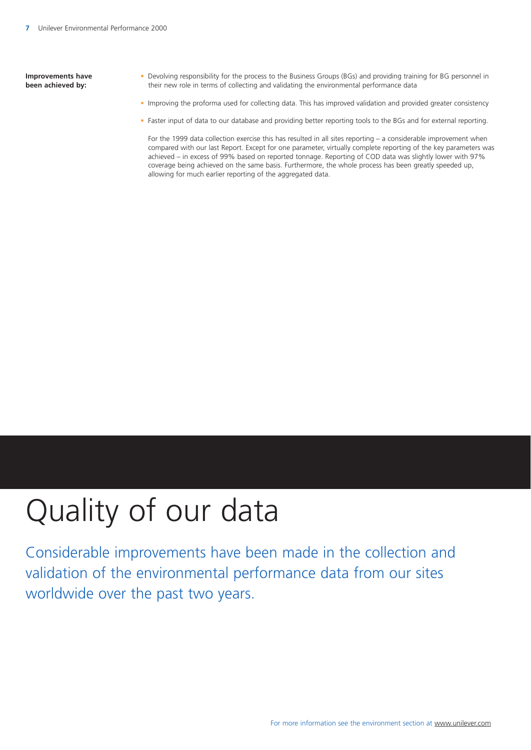**Improvements have been achieved by:**

- Devolving responsibility for the process to the Business Groups (BGs) and providing training for BG personnel in their new role in terms of collecting and validating the environmental performance data
- Improving the proforma used for collecting data. This has improved validation and provided greater consistency
- Faster input of data to our database and providing better reporting tools to the BGs and for external reporting.

For the 1999 data collection exercise this has resulted in all sites reporting – a considerable improvement when compared with our last Report. Except for one parameter, virtually complete reporting of the key parameters was achieved – in excess of 99% based on reported tonnage. Reporting of COD data was slightly lower with 97% coverage being achieved on the same basis. Furthermore, the whole process has been greatly speeded up, allowing for much earlier reporting of the aggregated data.

# Quality of our data

Considerable improvements have been made in the collection and validation of the environmental performance data from our sites worldwide over the past two years.

For more information see the environment section at www.unilever.com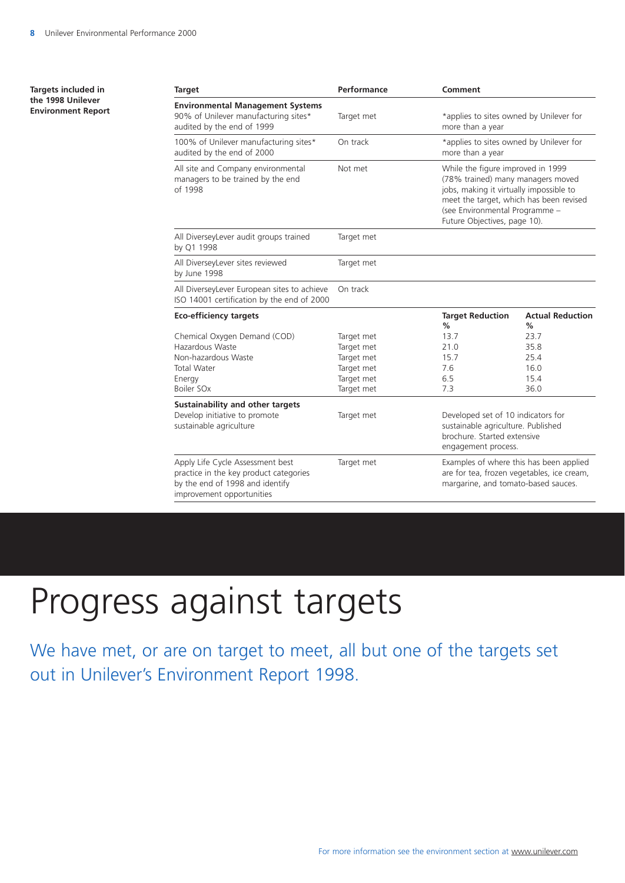**Targets included in the 1998 Unilever Environment Report**

| Target | Performance | Comment | |
|---|---|---|---|
| **Environmental Management Systems** 90% of Unilever manufacturing sites* audited by the end of 1999 | Target met | *applies to sites owned by Unilever for more than a year | |
| 100% of Unilever manufacturing sites* audited by the end of 2000 | On track | *applies to sites owned by Unilever for more than a year | |
| All site and Company environmental managers to be trained by the end of 1998 | Not met | While the figure improved in 1999 (78% trained) many managers moved jobs, making it virtually impossible to meet the target, which has been revised (see Environmental Programme – Future Objectives, page 10). | |
| All DiverseyLever audit groups trained by Q1 1998 | Target met | | |
| All DiverseyLever sites reviewed by June 1998 | Target met | | |
| All DiverseyLever European sites to achieve ISO 14001 certification by the end of 2000 | On track | | |
| **Eco-efficiency targets** | | **Target Reduction %** | **Actual Reduction %** |
| Chemical Oxygen Demand (COD) | Target met | 13.7 | 23.7 |
| Hazardous Waste | Target met | 21.0 | 35.8 |
| Non-hazardous Waste | Target met | 15.7 | 25.4 |
| Total Water | Target met | 7.6 | 16.0 |
| Energy | Target met | 6.5 | 15.4 |
| Boiler SOx | Target met | 7.3 | 36.0 |
| **Sustainability and other targets** Develop initiative to promote sustainable agriculture | Target met | Developed set of 10 indicators for sustainable agriculture. Published brochure. Started extensive engagement process. | |
| Apply Life Cycle Assessment best practice in the key product categories by the end of 1998 and identify improvement opportunities | Target met | Examples of where this has been applied are for tea, frozen vegetables, ice cream, margarine, and tomato-based sauces. | |

# Progress against targets

We have met, or are on target to meet, all but one of the targets set out in Unilever's Environment Report 1998.

For more information see the environment section at www.unilever.com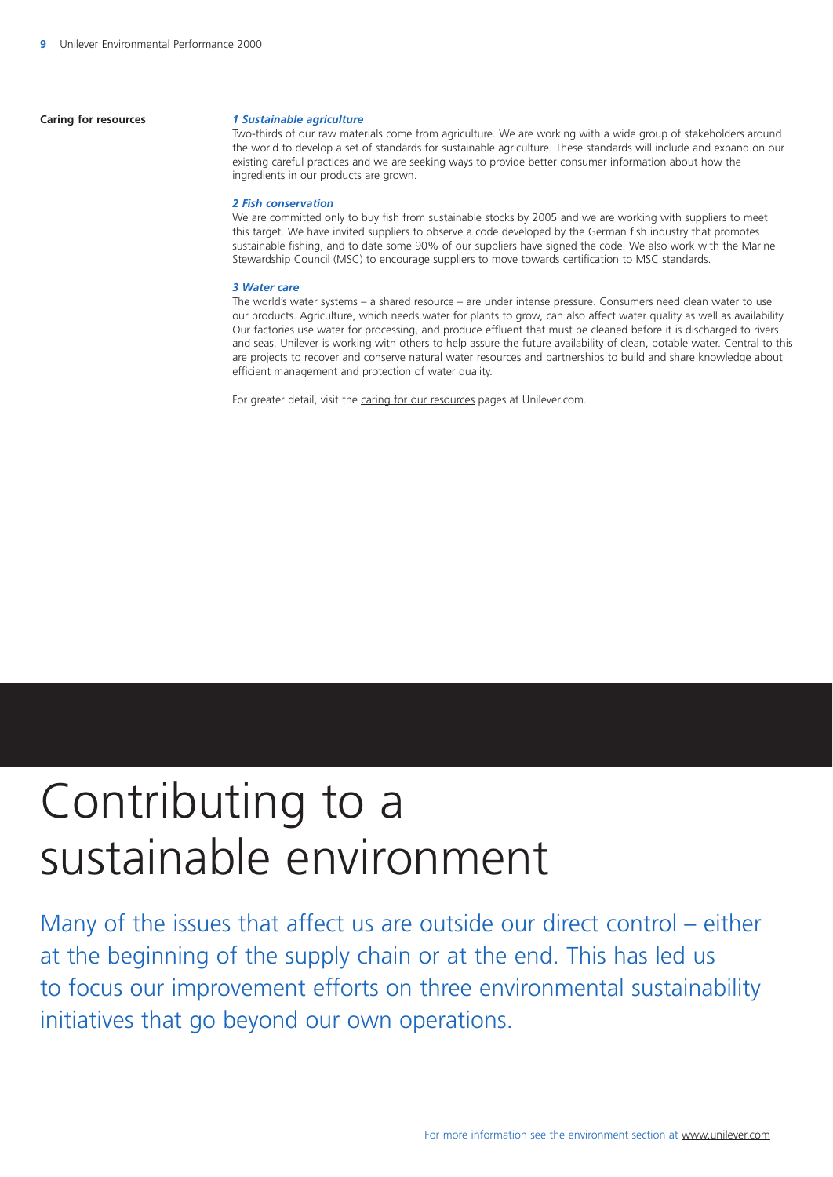## Caring for resources

### *1 Sustainable agriculture*

Two-thirds of our raw materials come from agriculture. We are working with a wide group of stakeholders around the world to develop a set of standards for sustainable agriculture. These standards will include and expand on our existing careful practices and we are seeking ways to provide better consumer information about how the ingredients in our products are grown.

### *2 Fish conservation*

We are committed only to buy fish from sustainable stocks by 2005 and we are working with suppliers to meet this target. We have invited suppliers to observe a code developed by the German fish industry that promotes sustainable fishing, and to date some 90% of our suppliers have signed the code. We also work with the Marine Stewardship Council (MSC) to encourage suppliers to move towards certification to MSC standards.

### *3 Water care*

The world's water systems – a shared resource – are under intense pressure. Consumers need clean water to use our products. Agriculture, which needs water for plants to grow, can also affect water quality as well as availability. Our factories use water for processing, and produce effluent that must be cleaned before it is discharged to rivers and seas. Unilever is working with others to help assure the future availability of clean, potable water. Central to this are projects to recover and conserve natural water resources and partnerships to build and share knowledge about efficient management and protection of water quality.

For greater detail, visit the caring for our resources pages at Unilever.com.

# Contributing to a sustainable environment

Many of the issues that affect us are outside our direct control – either at the beginning of the supply chain or at the end. This has led us to focus our improvement efforts on three environmental sustainability initiatives that go beyond our own operations.

For more information see the environment section at www.unilever.com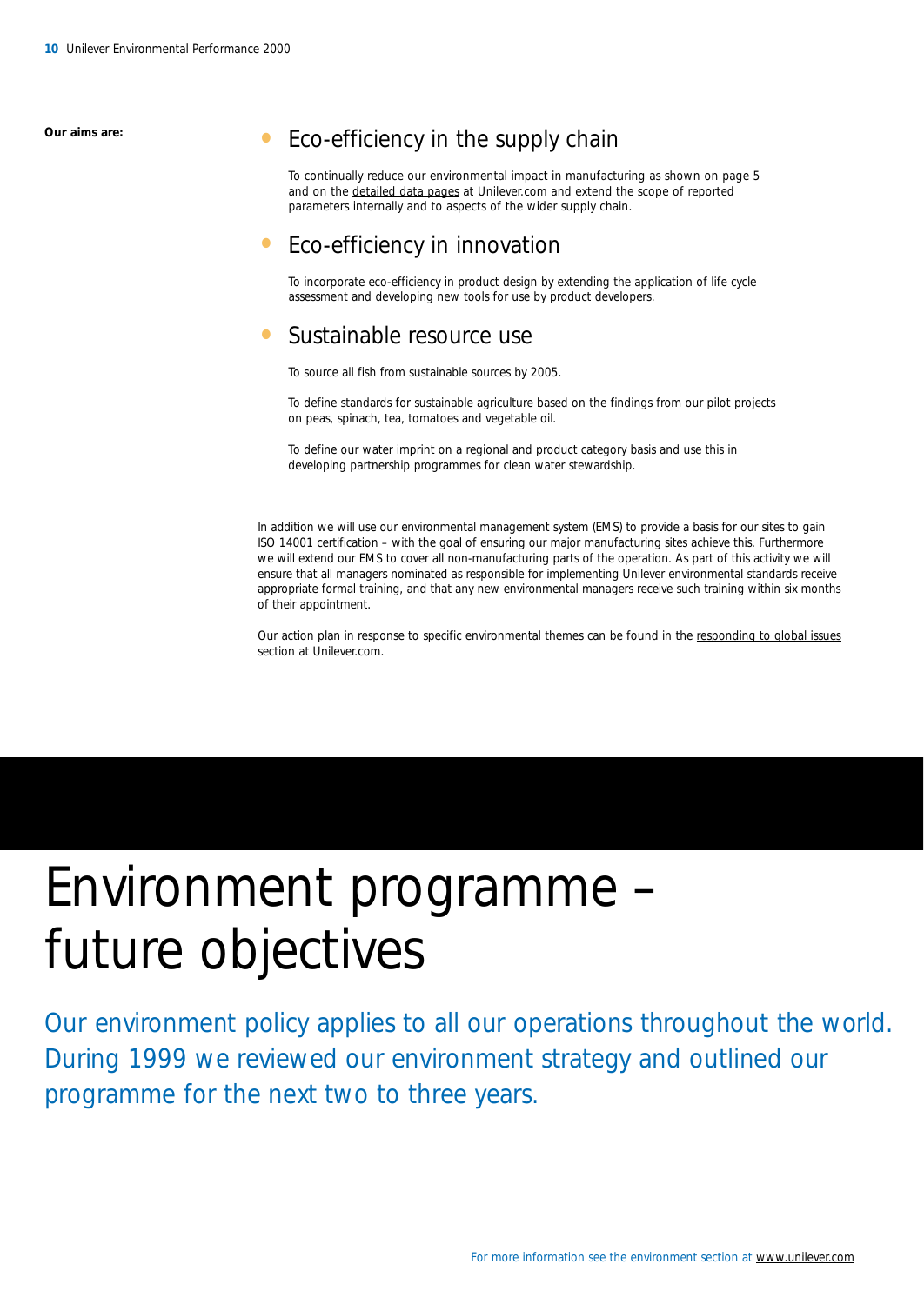**Our aims are:**

## Eco-efficiency in the supply chain

To continually reduce our environmental impact in manufacturing as shown on page 5 and on the detailed data pages at Unilever.com and extend the scope of reported parameters internally and to aspects of the wider supply chain.

## Eco-efficiency in innovation

To incorporate eco-efficiency in product design by extending the application of life cycle assessment and developing new tools for use by product developers.

## Sustainable resource use

To source all fish from sustainable sources by 2005.

To define standards for sustainable agriculture based on the findings from our pilot projects on peas, spinach, tea, tomatoes and vegetable oil.

To define our water imprint on a regional and product category basis and use this in developing partnership programmes for clean water stewardship.

In addition we will use our environmental management system (EMS) to provide a basis for our sites to gain ISO 14001 certification – with the goal of ensuring our major manufacturing sites achieve this. Furthermore we will extend our EMS to cover all non-manufacturing parts of the operation. As part of this activity we will ensure that all managers nominated as responsible for implementing Unilever environmental standards receive appropriate formal training, and that any new environmental managers receive such training within six months of their appointment.

Our action plan in response to specific environmental themes can be found in the responding to global issues section at Unilever.com.

# Environment programme – future objectives

Our environment policy applies to all our operations throughout the world. During 1999 we reviewed our environment strategy and outlined our programme for the next two to three years.

For more information see the environment section at www.unilever.com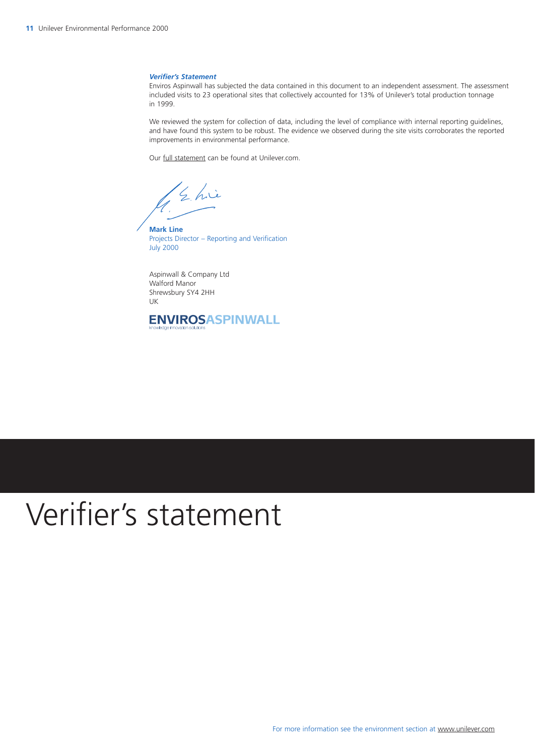***Verifier's Statement***

Enviros Aspinwall has subjected the data contained in this document to an independent assessment. The assessment included visits to 23 operational sites that collectively accounted for 13% of Unilever's total production tonnage in 1999.

We reviewed the system for collection of data, including the level of compliance with internal reporting guidelines, and have found this system to be robust. The evidence we observed during the site visits corroborates the reported improvements in environmental performance.

Our full statement can be found at Unilever.com.

**Mark Line**
Projects Director – Reporting and Verification
July 2000

Aspinwall & Company Ltd
Walford Manor
Shrewsbury SY4 2HH
UK

**ENVIROSASPINWALL**
knowledge innovation solutions

# Verifier's statement

For more information see the environment section at www.unilever.com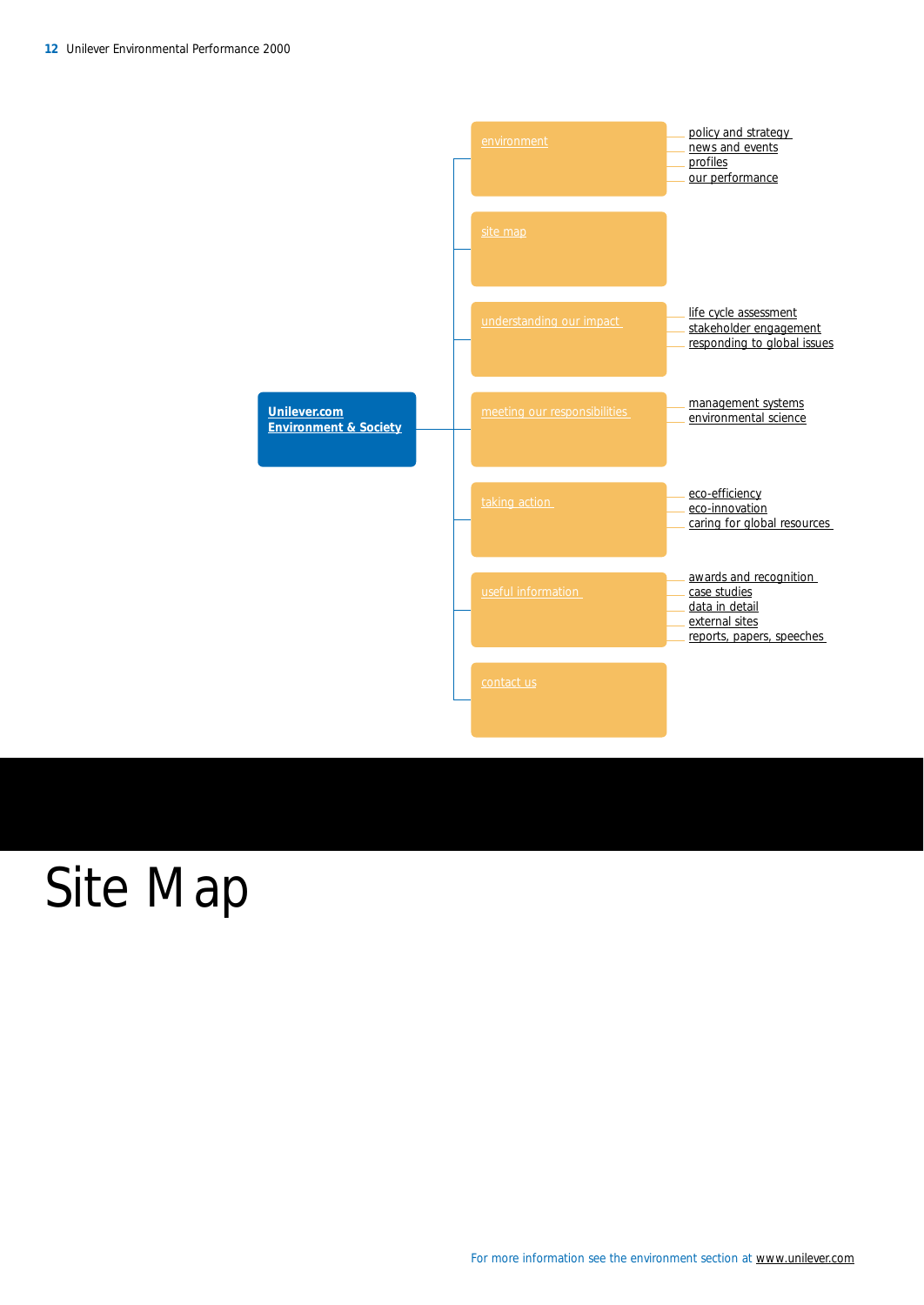# Site Map

**Unilever.com Environment & Society**

- environment
  - policy and strategy
  - news and events
  - profiles
  - our performance
- site map
- understanding our impact
  - life cycle assessment
  - stakeholder engagement
  - responding to global issues
- meeting our responsibilities
  - management systems
  - environmental science
- taking action
  - eco-efficiency
  - eco-innovation
  - caring for global resources
- useful information
  - awards and recognition
  - case studies
  - data in detail
  - external sites
  - reports, papers, speeches
- contact us

For more information see the environment section at www.unilever.com